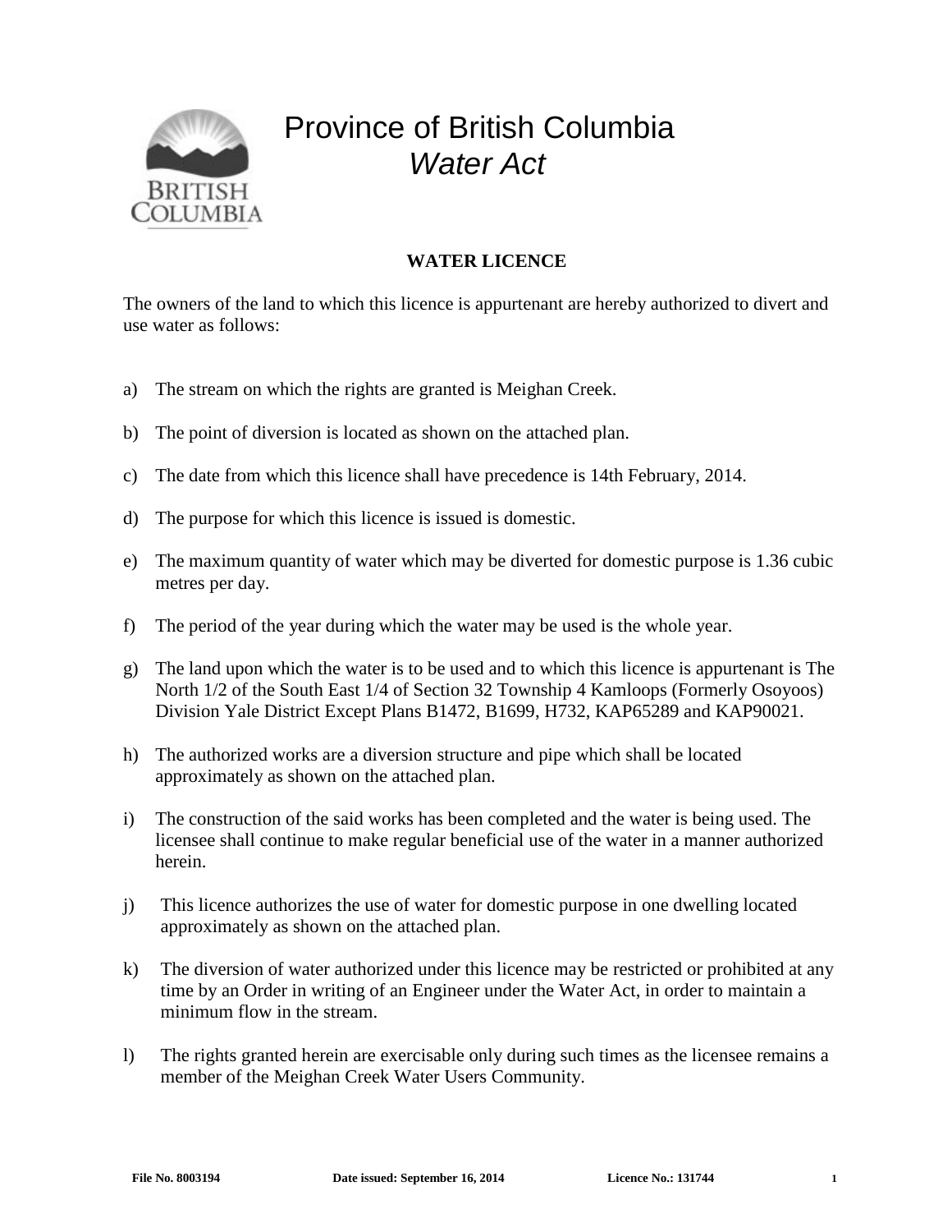# Province of British Columbia
## *Water Act*

### WATER LICENCE

The owners of the land to which this licence is appurtenant are hereby authorized to divert and use water as follows:

a) The stream on which the rights are granted is Meighan Creek.

b) The point of diversion is located as shown on the attached plan.

c) The date from which this licence shall have precedence is 14th February, 2014.

d) The purpose for which this licence is issued is domestic.

e) The maximum quantity of water which may be diverted for domestic purpose is 1.36 cubic metres per day.

f) The period of the year during which the water may be used is the whole year.

g) The land upon which the water is to be used and to which this licence is appurtenant is The North 1/2 of the South East 1/4 of Section 32 Township 4 Kamloops (Formerly Osoyoos) Division Yale District Except Plans B1472, B1699, H732, KAP65289 and KAP90021.

h) The authorized works are a diversion structure and pipe which shall be located approximately as shown on the attached plan.

i) The construction of the said works has been completed and the water is being used. The licensee shall continue to make regular beneficial use of the water in a manner authorized herein.

j) This licence authorizes the use of water for domestic purpose in one dwelling located approximately as shown on the attached plan.

k) The diversion of water authorized under this licence may be restricted or prohibited at any time by an Order in writing of an Engineer under the Water Act, in order to maintain a minimum flow in the stream.

l) The rights granted herein are exercisable only during such times as the licensee remains a member of the Meighan Creek Water Users Community.

**File No. 8003194** **Date issued: September 16, 2014** **Licence No.: 131744**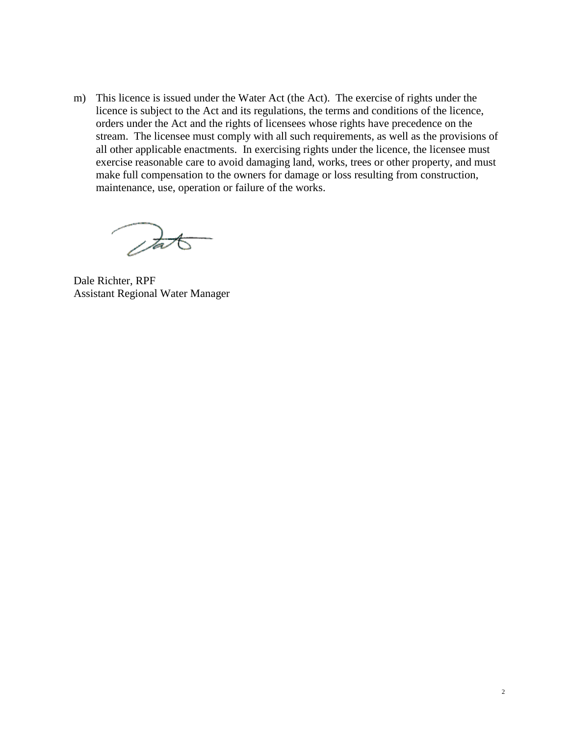m) This licence is issued under the Water Act (the Act). The exercise of rights under the licence is subject to the Act and its regulations, the terms and conditions of the licence, orders under the Act and the rights of licensees whose rights have precedence on the stream. The licensee must comply with all such requirements, as well as the provisions of all other applicable enactments. In exercising rights under the licence, the licensee must exercise reasonable care to avoid damaging land, works, trees or other property, and must make full compensation to the owners for damage or loss resulting from construction, maintenance, use, operation or failure of the works.

Dale Richter, RPF
Assistant Regional Water Manager